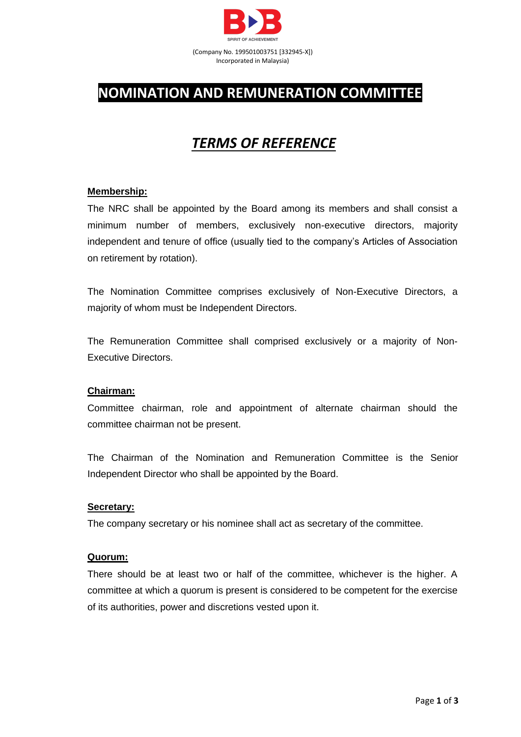(Company No. 199501003751 [332945-X])
Incorporated in Malaysia)

# NOMINATION AND REMUNERATION COMMITTEE

## *TERMS OF REFERENCE*

### Membership:

The NRC shall be appointed by the Board among its members and shall consist a minimum number of members, exclusively non-executive directors, majority independent and tenure of office (usually tied to the company's Articles of Association on retirement by rotation).

The Nomination Committee comprises exclusively of Non-Executive Directors, a majority of whom must be Independent Directors.

The Remuneration Committee shall comprised exclusively or a majority of Non-Executive Directors.

### Chairman:

Committee chairman, role and appointment of alternate chairman should the committee chairman not be present.

The Chairman of the Nomination and Remuneration Committee is the Senior Independent Director who shall be appointed by the Board.

### Secretary:

The company secretary or his nominee shall act as secretary of the committee.

### Quorum:

There should be at least two or half of the committee, whichever is the higher. A committee at which a quorum is present is considered to be competent for the exercise of its authorities, power and discretions vested upon it.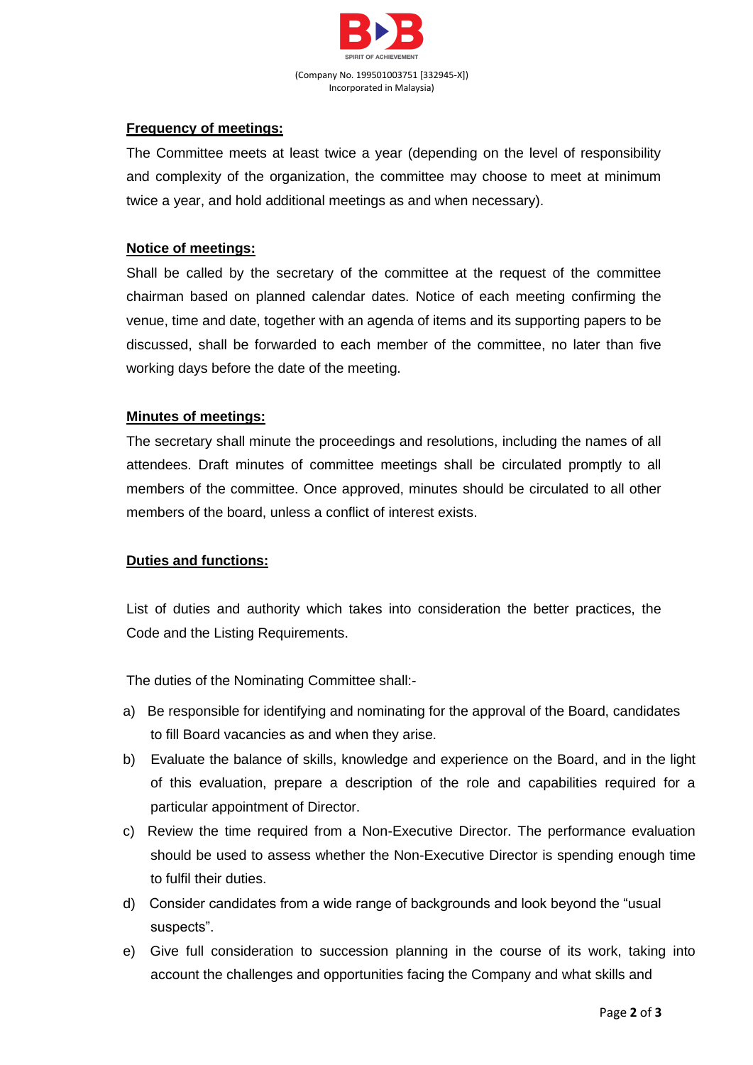**Frequency of meetings:**

The Committee meets at least twice a year (depending on the level of responsibility and complexity of the organization, the committee may choose to meet at minimum twice a year, and hold additional meetings as and when necessary).

**Notice of meetings:**

Shall be called by the secretary of the committee at the request of the committee chairman based on planned calendar dates. Notice of each meeting confirming the venue, time and date, together with an agenda of items and its supporting papers to be discussed, shall be forwarded to each member of the committee, no later than five working days before the date of the meeting.

**Minutes of meetings:**

The secretary shall minute the proceedings and resolutions, including the names of all attendees. Draft minutes of committee meetings shall be circulated promptly to all members of the committee. Once approved, minutes should be circulated to all other members of the board, unless a conflict of interest exists.

**Duties and functions:**

List of duties and authority which takes into consideration the better practices, the Code and the Listing Requirements.

The duties of the Nominating Committee shall:-

a) Be responsible for identifying and nominating for the approval of the Board, candidates to fill Board vacancies as and when they arise.

b) Evaluate the balance of skills, knowledge and experience on the Board, and in the light of this evaluation, prepare a description of the role and capabilities required for a particular appointment of Director.

c) Review the time required from a Non-Executive Director. The performance evaluation should be used to assess whether the Non-Executive Director is spending enough time to fulfil their duties.

d) Consider candidates from a wide range of backgrounds and look beyond the "usual suspects".

e) Give full consideration to succession planning in the course of its work, taking into account the challenges and opportunities facing the Company and what skills and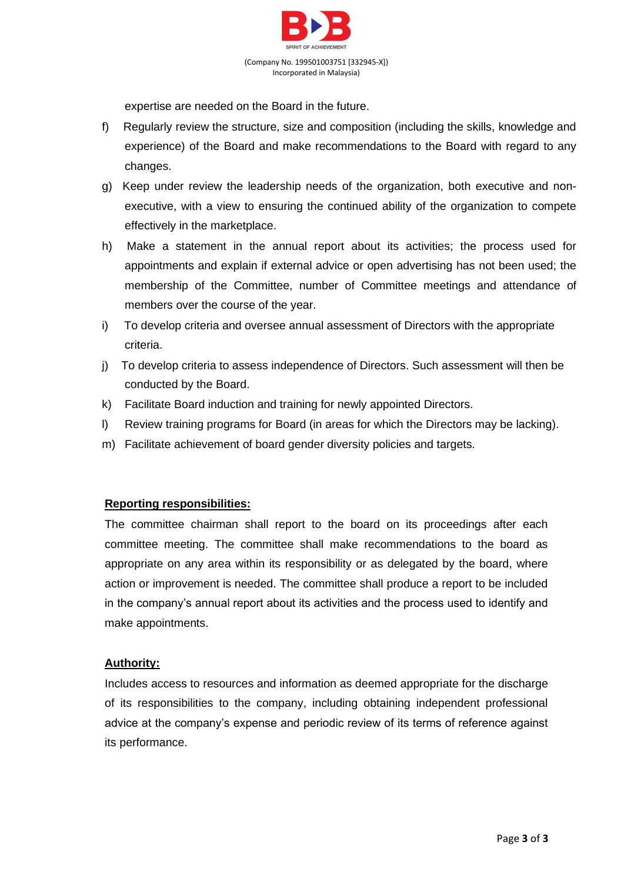expertise are needed on the Board in the future.

f) Regularly review the structure, size and composition (including the skills, knowledge and experience) of the Board and make recommendations to the Board with regard to any changes.

g) Keep under review the leadership needs of the organization, both executive and non-executive, with a view to ensuring the continued ability of the organization to compete effectively in the marketplace.

h) Make a statement in the annual report about its activities; the process used for appointments and explain if external advice or open advertising has not been used; the membership of the Committee, number of Committee meetings and attendance of members over the course of the year.

i) To develop criteria and oversee annual assessment of Directors with the appropriate criteria.

j) To develop criteria to assess independence of Directors. Such assessment will then be conducted by the Board.

k) Facilitate Board induction and training for newly appointed Directors.

l) Review training programs for Board (in areas for which the Directors may be lacking).

m) Facilitate achievement of board gender diversity policies and targets.

**Reporting responsibilities:**

The committee chairman shall report to the board on its proceedings after each committee meeting. The committee shall make recommendations to the board as appropriate on any area within its responsibility or as delegated by the board, where action or improvement is needed. The committee shall produce a report to be included in the company's annual report about its activities and the process used to identify and make appointments.

**Authority:**

Includes access to resources and information as deemed appropriate for the discharge of its responsibilities to the company, including obtaining independent professional advice at the company's expense and periodic review of its terms of reference against its performance.